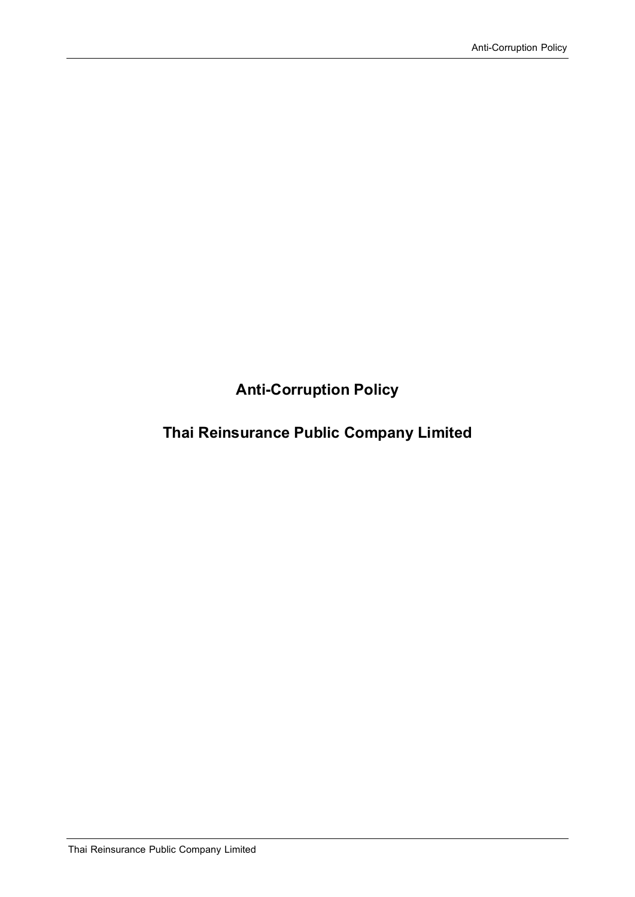# Anti-Corruption Policy

# Thai Reinsurance Public Company Limited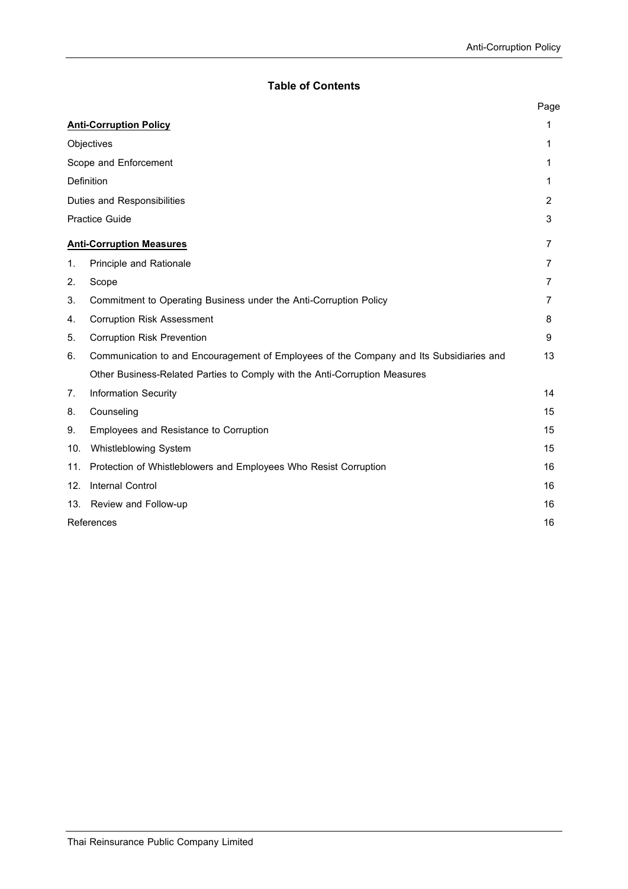## Table of Contents

| | Page |
|---|---|
| **Anti-Corruption Policy** | 1 |
| Objectives | 1 |
| Scope and Enforcement | 1 |
| Definition | 1 |
| Duties and Responsibilities | 2 |
| Practice Guide | 3 |
| **Anti-Corruption Measures** | 7 |
| 1. Principle and Rationale | 7 |
| 2. Scope | 7 |
| 3. Commitment to Operating Business under the Anti-Corruption Policy | 7 |
| 4. Corruption Risk Assessment | 8 |
| 5. Corruption Risk Prevention | 9 |
| 6. Communication to and Encouragement of Employees of the Company and Its Subsidiaries and Other Business-Related Parties to Comply with the Anti-Corruption Measures | 13 |
| 7. Information Security | 14 |
| 8. Counseling | 15 |
| 9. Employees and Resistance to Corruption | 15 |
| 10. Whistleblowing System | 15 |
| 11. Protection of Whistleblowers and Employees Who Resist Corruption | 16 |
| 12. Internal Control | 16 |
| 13. Review and Follow-up | 16 |
| References | 16 |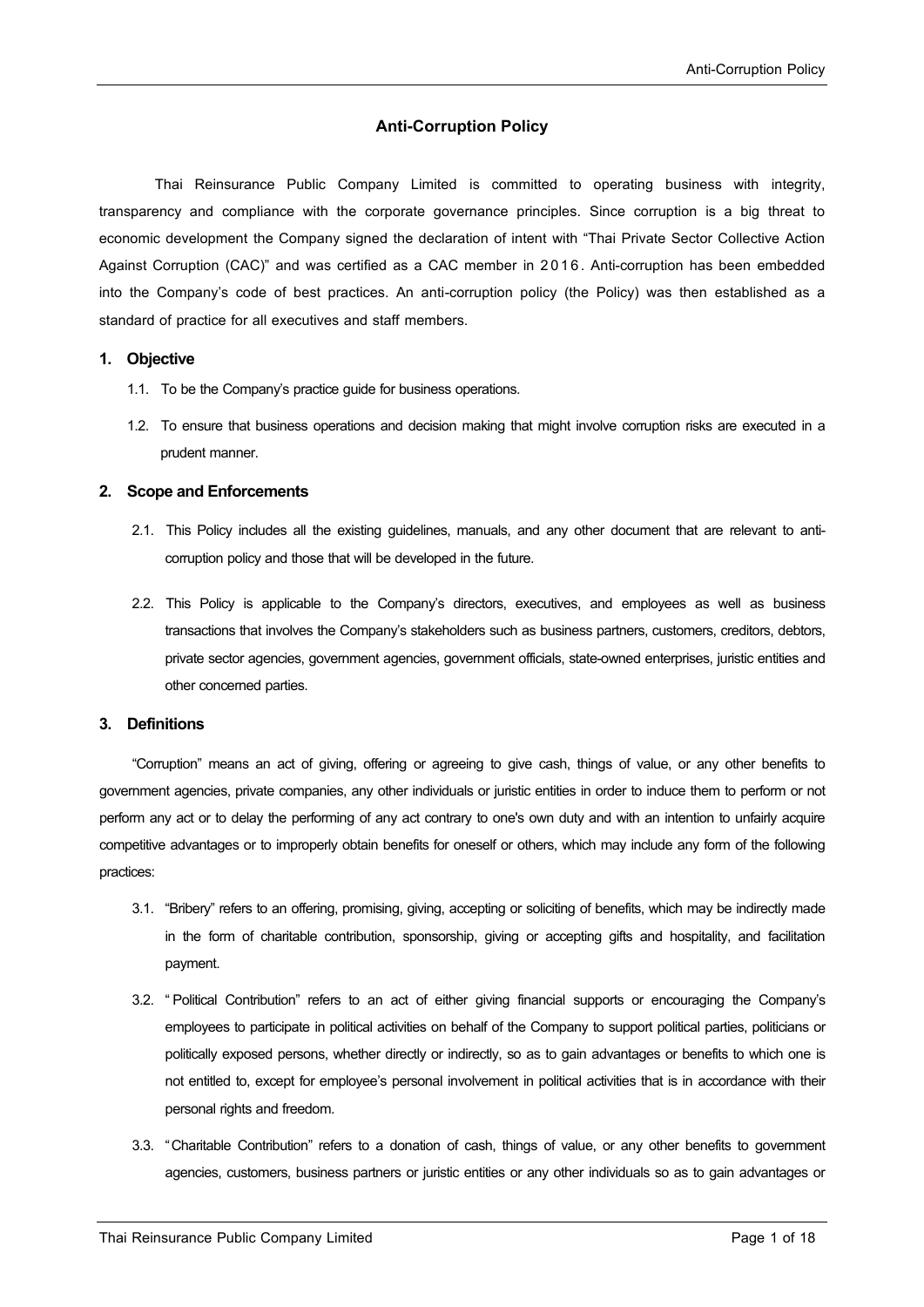# Anti-Corruption Policy

Thai Reinsurance Public Company Limited is committed to operating business with integrity, transparency and compliance with the corporate governance principles. Since corruption is a big threat to economic development the Company signed the declaration of intent with "Thai Private Sector Collective Action Against Corruption (CAC)" and was certified as a CAC member in 2016. Anti-corruption has been embedded into the Company's code of best practices. An anti-corruption policy (the Policy) was then established as a standard of practice for all executives and staff members.

## 1. Objective

1.1. To be the Company's practice guide for business operations.

1.2. To ensure that business operations and decision making that might involve corruption risks are executed in a prudent manner.

## 2. Scope and Enforcements

2.1. This Policy includes all the existing guidelines, manuals, and any other document that are relevant to anti-corruption policy and those that will be developed in the future.

2.2. This Policy is applicable to the Company's directors, executives, and employees as well as business transactions that involves the Company's stakeholders such as business partners, customers, creditors, debtors, private sector agencies, government agencies, government officials, state-owned enterprises, juristic entities and other concerned parties.

## 3. Definitions

"Corruption" means an act of giving, offering or agreeing to give cash, things of value, or any other benefits to government agencies, private companies, any other individuals or juristic entities in order to induce them to perform or not perform any act or to delay the performing of any act contrary to one's own duty and with an intention to unfairly acquire competitive advantages or to improperly obtain benefits for oneself or others, which may include any form of the following practices:

3.1. "Bribery" refers to an offering, promising, giving, accepting or soliciting of benefits, which may be indirectly made in the form of charitable contribution, sponsorship, giving or accepting gifts and hospitality, and facilitation payment.

3.2. "Political Contribution" refers to an act of either giving financial supports or encouraging the Company's employees to participate in political activities on behalf of the Company to support political parties, politicians or politically exposed persons, whether directly or indirectly, so as to gain advantages or benefits to which one is not entitled to, except for employee's personal involvement in political activities that is in accordance with their personal rights and freedom.

3.3. "Charitable Contribution" refers to a donation of cash, things of value, or any other benefits to government agencies, customers, business partners or juristic entities or any other individuals so as to gain advantages or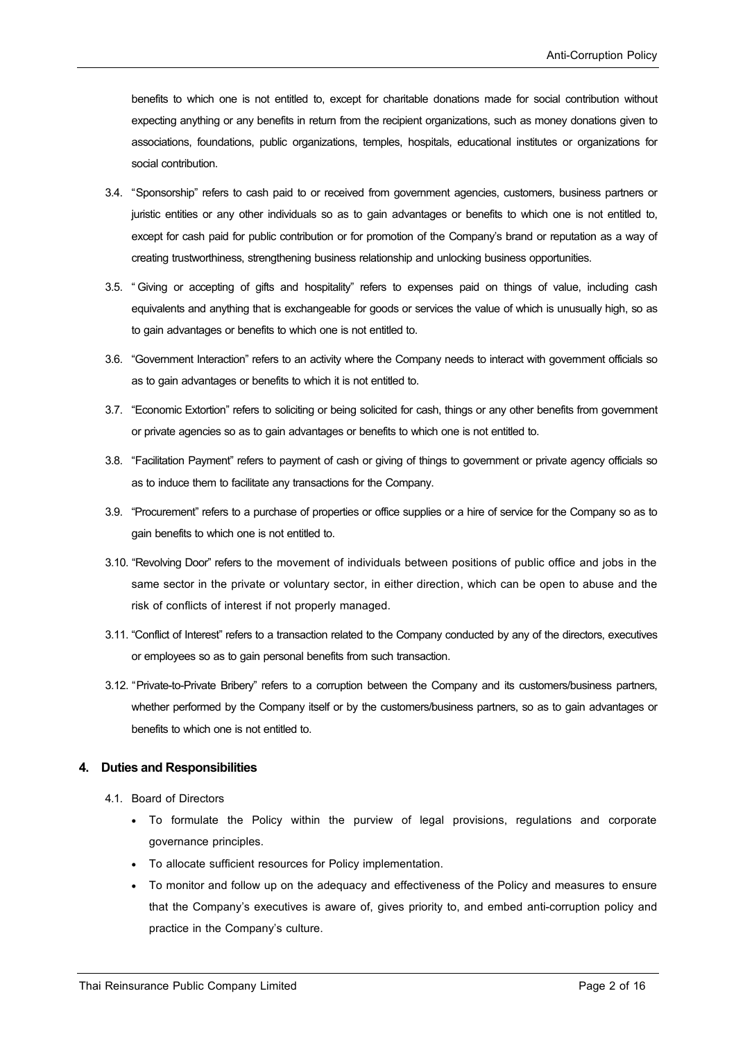benefits to which one is not entitled to, except for charitable donations made for social contribution without expecting anything or any benefits in return from the recipient organizations, such as money donations given to associations, foundations, public organizations, temples, hospitals, educational institutes or organizations for social contribution.

3.4. "Sponsorship" refers to cash paid to or received from government agencies, customers, business partners or juristic entities or any other individuals so as to gain advantages or benefits to which one is not entitled to, except for cash paid for public contribution or for promotion of the Company's brand or reputation as a way of creating trustworthiness, strengthening business relationship and unlocking business opportunities.

3.5. "Giving or accepting of gifts and hospitality" refers to expenses paid on things of value, including cash equivalents and anything that is exchangeable for goods or services the value of which is unusually high, so as to gain advantages or benefits to which one is not entitled to.

3.6. "Government Interaction" refers to an activity where the Company needs to interact with government officials so as to gain advantages or benefits to which it is not entitled to.

3.7. "Economic Extortion" refers to soliciting or being solicited for cash, things or any other benefits from government or private agencies so as to gain advantages or benefits to which one is not entitled to.

3.8. "Facilitation Payment" refers to payment of cash or giving of things to government or private agency officials so as to induce them to facilitate any transactions for the Company.

3.9. "Procurement" refers to a purchase of properties or office supplies or a hire of service for the Company so as to gain benefits to which one is not entitled to.

3.10. "Revolving Door" refers to the movement of individuals between positions of public office and jobs in the same sector in the private or voluntary sector, in either direction, which can be open to abuse and the risk of conflicts of interest if not properly managed.

3.11. "Conflict of Interest" refers to a transaction related to the Company conducted by any of the directors, executives or employees so as to gain personal benefits from such transaction.

3.12. "Private-to-Private Bribery" refers to a corruption between the Company and its customers/business partners, whether performed by the Company itself or by the customers/business partners, so as to gain advantages or benefits to which one is not entitled to.

## 4. Duties and Responsibilities

4.1. Board of Directors

- To formulate the Policy within the purview of legal provisions, regulations and corporate governance principles.
- To allocate sufficient resources for Policy implementation.
- To monitor and follow up on the adequacy and effectiveness of the Policy and measures to ensure that the Company's executives is aware of, gives priority to, and embed anti-corruption policy and practice in the Company's culture.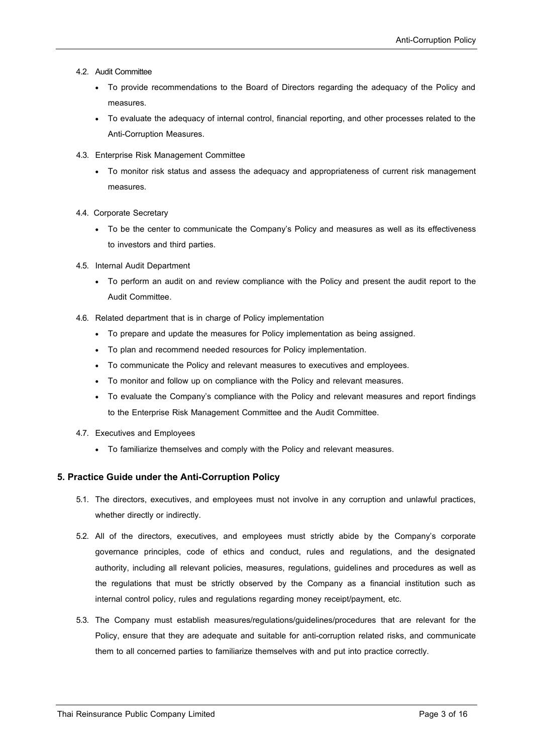4.2. Audit Committee

- To provide recommendations to the Board of Directors regarding the adequacy of the Policy and measures.
- To evaluate the adequacy of internal control, financial reporting, and other processes related to the Anti-Corruption Measures.

4.3. Enterprise Risk Management Committee

- To monitor risk status and assess the adequacy and appropriateness of current risk management measures.

4.4. Corporate Secretary

- To be the center to communicate the Company's Policy and measures as well as its effectiveness to investors and third parties.

4.5. Internal Audit Department

- To perform an audit on and review compliance with the Policy and present the audit report to the Audit Committee.

4.6. Related department that is in charge of Policy implementation

- To prepare and update the measures for Policy implementation as being assigned.
- To plan and recommend needed resources for Policy implementation.
- To communicate the Policy and relevant measures to executives and employees.
- To monitor and follow up on compliance with the Policy and relevant measures.
- To evaluate the Company's compliance with the Policy and relevant measures and report findings to the Enterprise Risk Management Committee and the Audit Committee.

4.7. Executives and Employees

- To familiarize themselves and comply with the Policy and relevant measures.

## 5. Practice Guide under the Anti-Corruption Policy

5.1. The directors, executives, and employees must not involve in any corruption and unlawful practices, whether directly or indirectly.

5.2. All of the directors, executives, and employees must strictly abide by the Company's corporate governance principles, code of ethics and conduct, rules and regulations, and the designated authority, including all relevant policies, measures, regulations, guidelines and procedures as well as the regulations that must be strictly observed by the Company as a financial institution such as internal control policy, rules and regulations regarding money receipt/payment, etc.

5.3. The Company must establish measures/regulations/guidelines/procedures that are relevant for the Policy, ensure that they are adequate and suitable for anti-corruption related risks, and communicate them to all concerned parties to familiarize themselves with and put into practice correctly.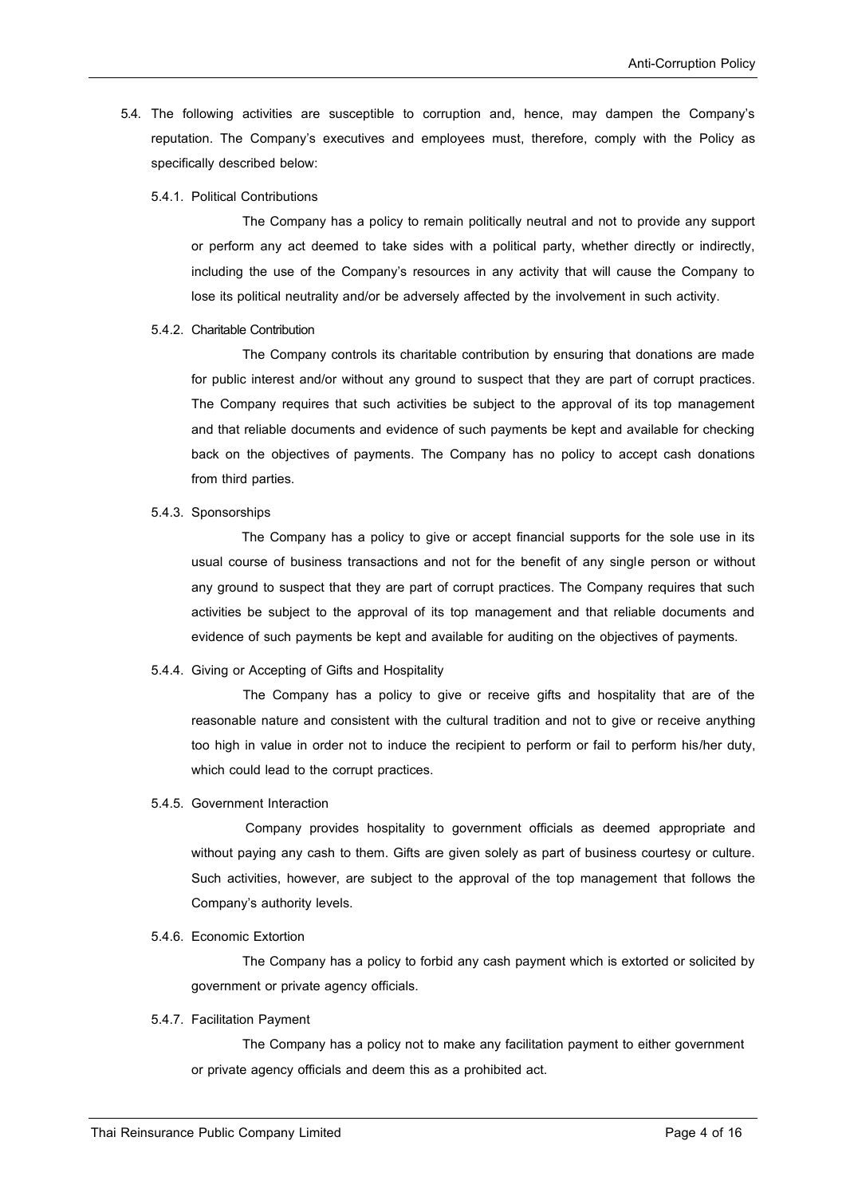5.4. The following activities are susceptible to corruption and, hence, may dampen the Company's reputation. The Company's executives and employees must, therefore, comply with the Policy as specifically described below:

5.4.1. Political Contributions

The Company has a policy to remain politically neutral and not to provide any support or perform any act deemed to take sides with a political party, whether directly or indirectly, including the use of the Company's resources in any activity that will cause the Company to lose its political neutrality and/or be adversely affected by the involvement in such activity.

5.4.2. Charitable Contribution

The Company controls its charitable contribution by ensuring that donations are made for public interest and/or without any ground to suspect that they are part of corrupt practices. The Company requires that such activities be subject to the approval of its top management and that reliable documents and evidence of such payments be kept and available for checking back on the objectives of payments. The Company has no policy to accept cash donations from third parties.

5.4.3. Sponsorships

The Company has a policy to give or accept financial supports for the sole use in its usual course of business transactions and not for the benefit of any single person or without any ground to suspect that they are part of corrupt practices. The Company requires that such activities be subject to the approval of its top management and that reliable documents and evidence of such payments be kept and available for auditing on the objectives of payments.

5.4.4. Giving or Accepting of Gifts and Hospitality

The Company has a policy to give or receive gifts and hospitality that are of the reasonable nature and consistent with the cultural tradition and not to give or receive anything too high in value in order not to induce the recipient to perform or fail to perform his/her duty, which could lead to the corrupt practices.

5.4.5. Government Interaction

Company provides hospitality to government officials as deemed appropriate and without paying any cash to them. Gifts are given solely as part of business courtesy or culture. Such activities, however, are subject to the approval of the top management that follows the Company's authority levels.

5.4.6. Economic Extortion

The Company has a policy to forbid any cash payment which is extorted or solicited by government or private agency officials.

5.4.7. Facilitation Payment

The Company has a policy not to make any facilitation payment to either government or private agency officials and deem this as a prohibited act.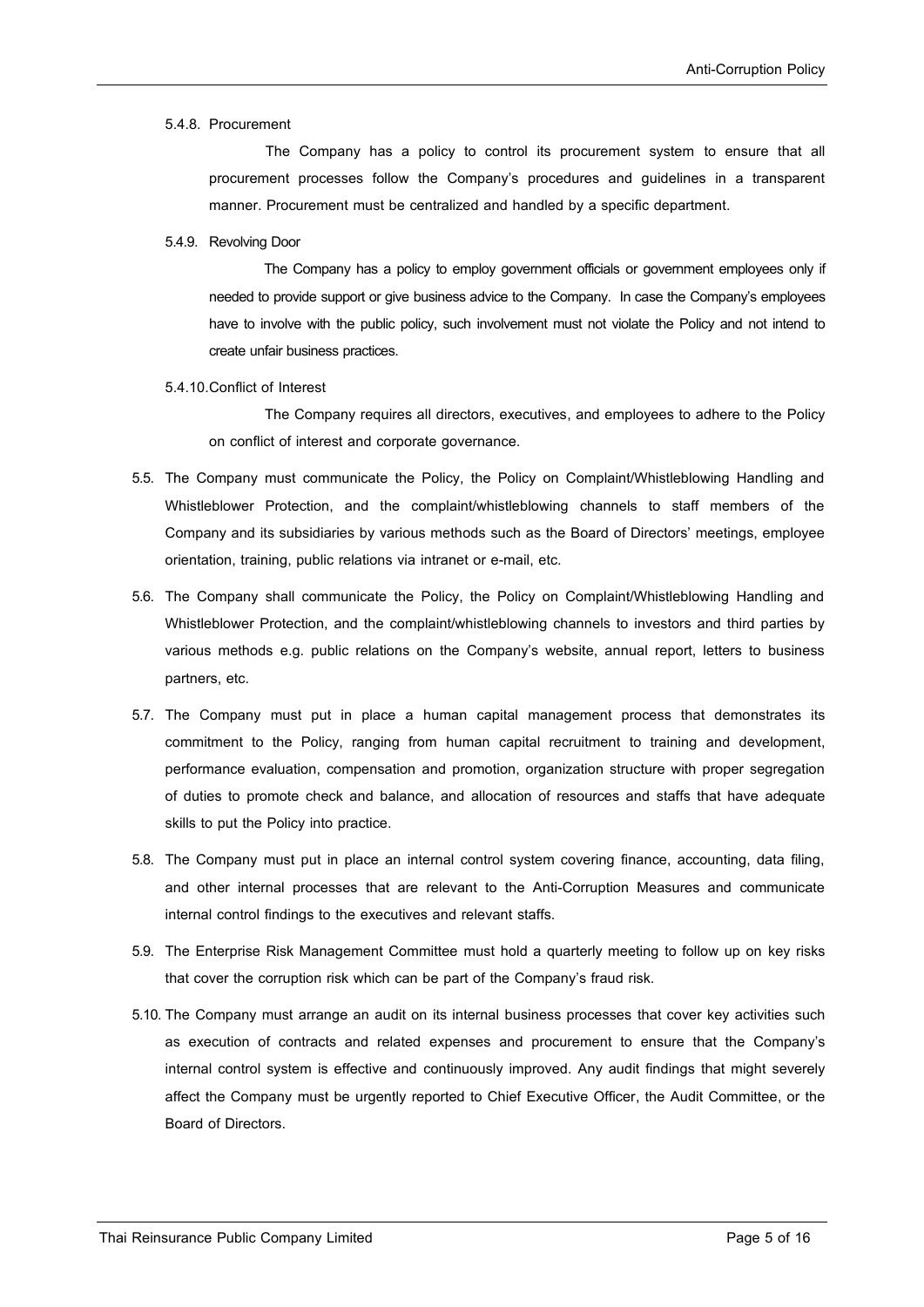5.4.8. Procurement

The Company has a policy to control its procurement system to ensure that all procurement processes follow the Company's procedures and guidelines in a transparent manner. Procurement must be centralized and handled by a specific department.

5.4.9. Revolving Door

The Company has a policy to employ government officials or government employees only if needed to provide support or give business advice to the Company. In case the Company's employees have to involve with the public policy, such involvement must not violate the Policy and not intend to create unfair business practices.

5.4.10. Conflict of Interest

The Company requires all directors, executives, and employees to adhere to the Policy on conflict of interest and corporate governance.

5.5. The Company must communicate the Policy, the Policy on Complaint/Whistleblowing Handling and Whistleblower Protection, and the complaint/whistleblowing channels to staff members of the Company and its subsidiaries by various methods such as the Board of Directors' meetings, employee orientation, training, public relations via intranet or e-mail, etc.

5.6. The Company shall communicate the Policy, the Policy on Complaint/Whistleblowing Handling and Whistleblower Protection, and the complaint/whistleblowing channels to investors and third parties by various methods e.g. public relations on the Company's website, annual report, letters to business partners, etc.

5.7. The Company must put in place a human capital management process that demonstrates its commitment to the Policy, ranging from human capital recruitment to training and development, performance evaluation, compensation and promotion, organization structure with proper segregation of duties to promote check and balance, and allocation of resources and staffs that have adequate skills to put the Policy into practice.

5.8. The Company must put in place an internal control system covering finance, accounting, data filing, and other internal processes that are relevant to the Anti-Corruption Measures and communicate internal control findings to the executives and relevant staffs.

5.9. The Enterprise Risk Management Committee must hold a quarterly meeting to follow up on key risks that cover the corruption risk which can be part of the Company's fraud risk.

5.10. The Company must arrange an audit on its internal business processes that cover key activities such as execution of contracts and related expenses and procurement to ensure that the Company's internal control system is effective and continuously improved. Any audit findings that might severely affect the Company must be urgently reported to Chief Executive Officer, the Audit Committee, or the Board of Directors.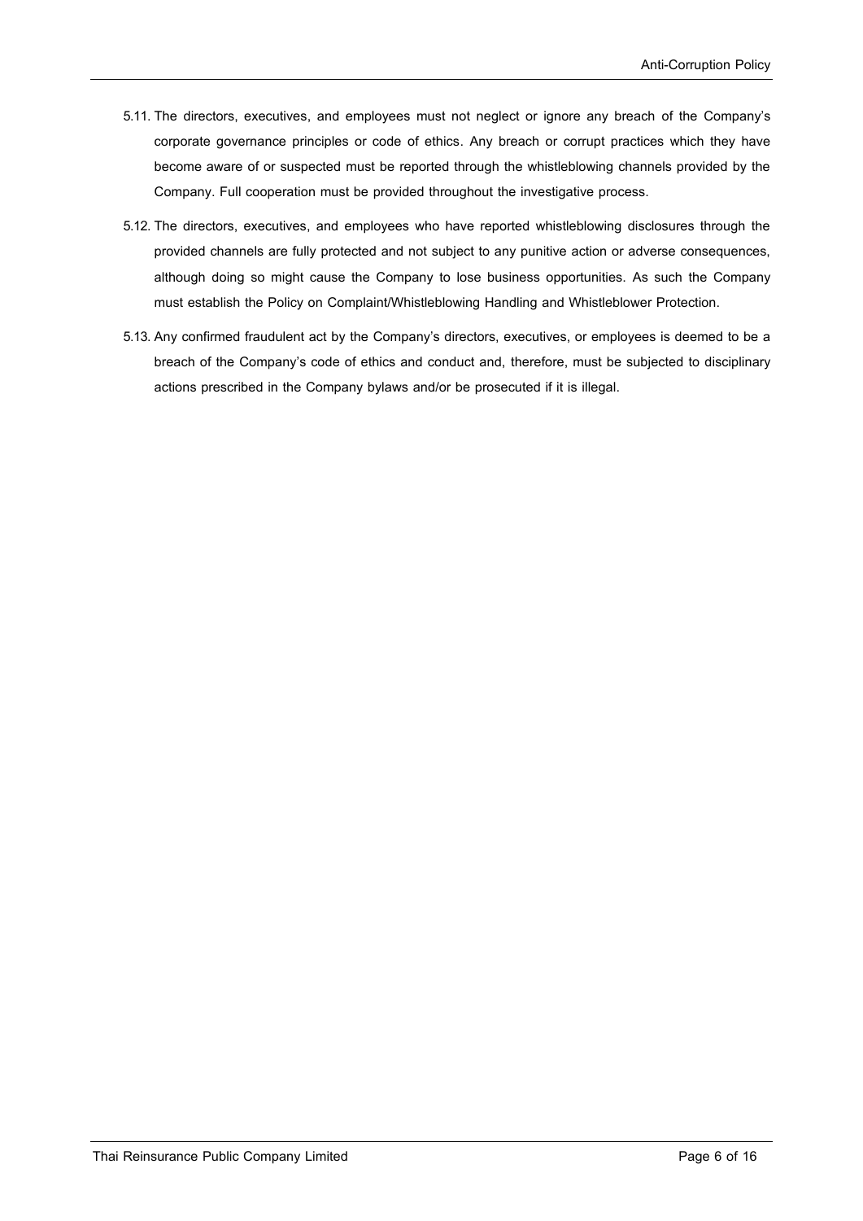5.11. The directors, executives, and employees must not neglect or ignore any breach of the Company's corporate governance principles or code of ethics. Any breach or corrupt practices which they have become aware of or suspected must be reported through the whistleblowing channels provided by the Company. Full cooperation must be provided throughout the investigative process.

5.12. The directors, executives, and employees who have reported whistleblowing disclosures through the provided channels are fully protected and not subject to any punitive action or adverse consequences, although doing so might cause the Company to lose business opportunities. As such the Company must establish the Policy on Complaint/Whistleblowing Handling and Whistleblower Protection.

5.13. Any confirmed fraudulent act by the Company's directors, executives, or employees is deemed to be a breach of the Company's code of ethics and conduct and, therefore, must be subjected to disciplinary actions prescribed in the Company bylaws and/or be prosecuted if it is illegal.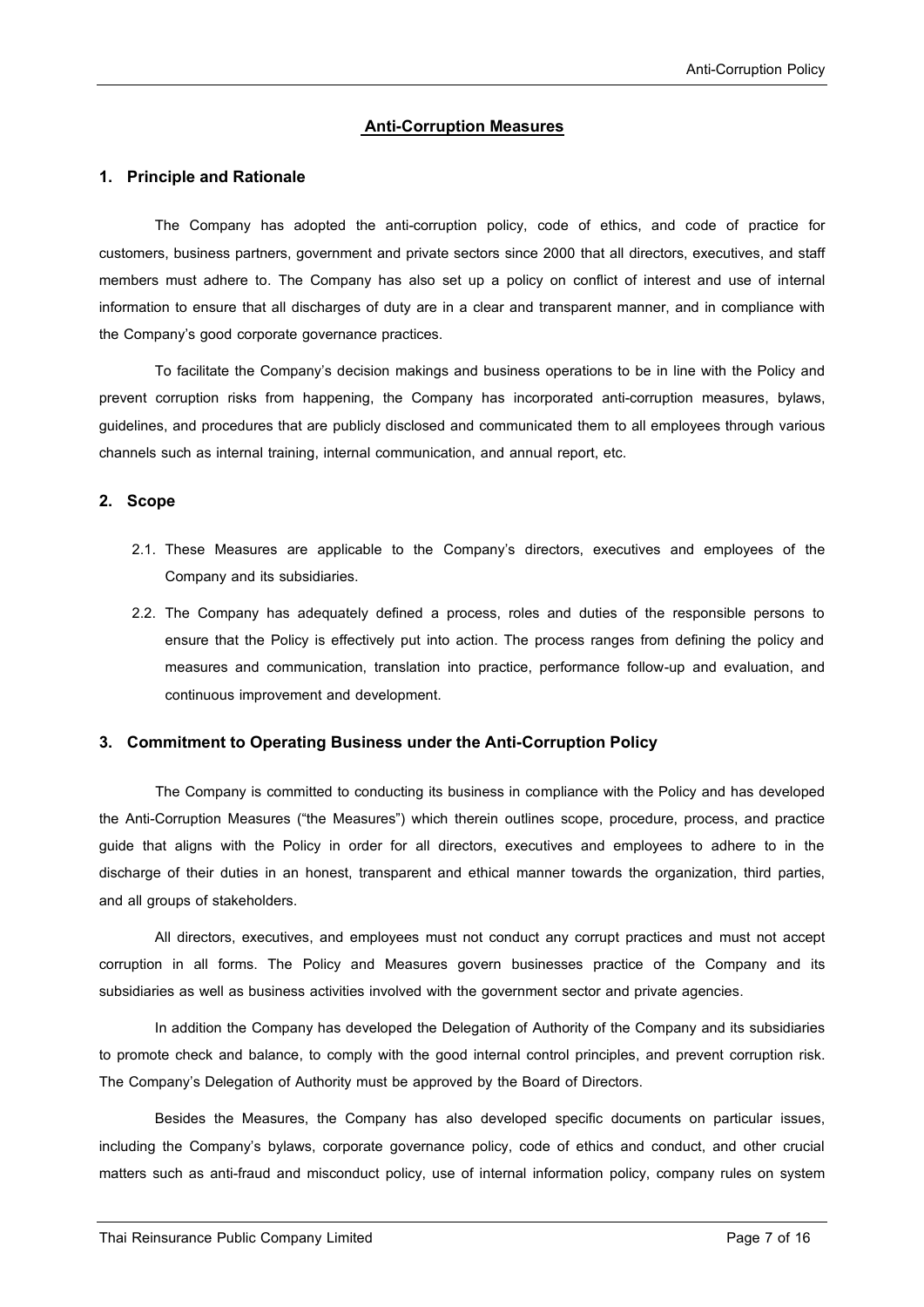## Anti-Corruption Measures

### 1. Principle and Rationale

The Company has adopted the anti-corruption policy, code of ethics, and code of practice for customers, business partners, government and private sectors since 2000 that all directors, executives, and staff members must adhere to. The Company has also set up a policy on conflict of interest and use of internal information to ensure that all discharges of duty are in a clear and transparent manner, and in compliance with the Company's good corporate governance practices.

To facilitate the Company's decision makings and business operations to be in line with the Policy and prevent corruption risks from happening, the Company has incorporated anti-corruption measures, bylaws, guidelines, and procedures that are publicly disclosed and communicated them to all employees through various channels such as internal training, internal communication, and annual report, etc.

### 2. Scope

2.1. These Measures are applicable to the Company's directors, executives and employees of the Company and its subsidiaries.

2.2. The Company has adequately defined a process, roles and duties of the responsible persons to ensure that the Policy is effectively put into action. The process ranges from defining the policy and measures and communication, translation into practice, performance follow-up and evaluation, and continuous improvement and development.

### 3. Commitment to Operating Business under the Anti-Corruption Policy

The Company is committed to conducting its business in compliance with the Policy and has developed the Anti-Corruption Measures ("the Measures") which therein outlines scope, procedure, process, and practice guide that aligns with the Policy in order for all directors, executives and employees to adhere to in the discharge of their duties in an honest, transparent and ethical manner towards the organization, third parties, and all groups of stakeholders.

All directors, executives, and employees must not conduct any corrupt practices and must not accept corruption in all forms. The Policy and Measures govern businesses practice of the Company and its subsidiaries as well as business activities involved with the government sector and private agencies.

In addition the Company has developed the Delegation of Authority of the Company and its subsidiaries to promote check and balance, to comply with the good internal control principles, and prevent corruption risk. The Company's Delegation of Authority must be approved by the Board of Directors.

Besides the Measures, the Company has also developed specific documents on particular issues, including the Company's bylaws, corporate governance policy, code of ethics and conduct, and other crucial matters such as anti-fraud and misconduct policy, use of internal information policy, company rules on system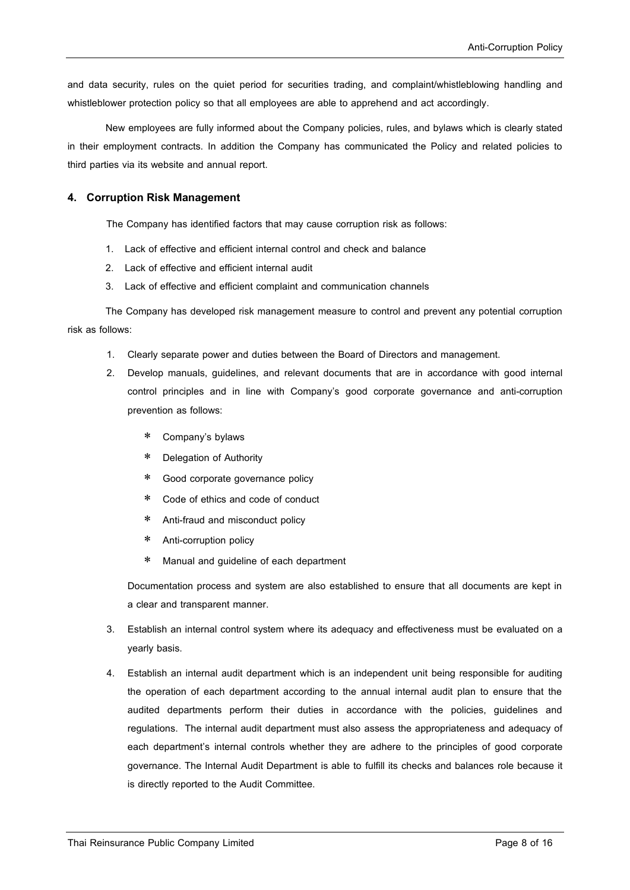and data security, rules on the quiet period for securities trading, and complaint/whistleblowing handling and whistleblower protection policy so that all employees are able to apprehend and act accordingly.

New employees are fully informed about the Company policies, rules, and bylaws which is clearly stated in their employment contracts. In addition the Company has communicated the Policy and related policies to third parties via its website and annual report.

## 4. Corruption Risk Management

The Company has identified factors that may cause corruption risk as follows:

1. Lack of effective and efficient internal control and check and balance
2. Lack of effective and efficient internal audit
3. Lack of effective and efficient complaint and communication channels

The Company has developed risk management measure to control and prevent any potential corruption risk as follows:

1. Clearly separate power and duties between the Board of Directors and management.
2. Develop manuals, guidelines, and relevant documents that are in accordance with good internal control principles and in line with Company's good corporate governance and anti-corruption prevention as follows:
   - Company's bylaws
   - Delegation of Authority
   - Good corporate governance policy
   - Code of ethics and code of conduct
   - Anti-fraud and misconduct policy
   - Anti-corruption policy
   - Manual and guideline of each department

   Documentation process and system are also established to ensure that all documents are kept in a clear and transparent manner.
3. Establish an internal control system where its adequacy and effectiveness must be evaluated on a yearly basis.
4. Establish an internal audit department which is an independent unit being responsible for auditing the operation of each department according to the annual internal audit plan to ensure that the audited departments perform their duties in accordance with the policies, guidelines and regulations. The internal audit department must also assess the appropriateness and adequacy of each department's internal controls whether they are adhere to the principles of good corporate governance. The Internal Audit Department is able to fulfill its checks and balances role because it is directly reported to the Audit Committee.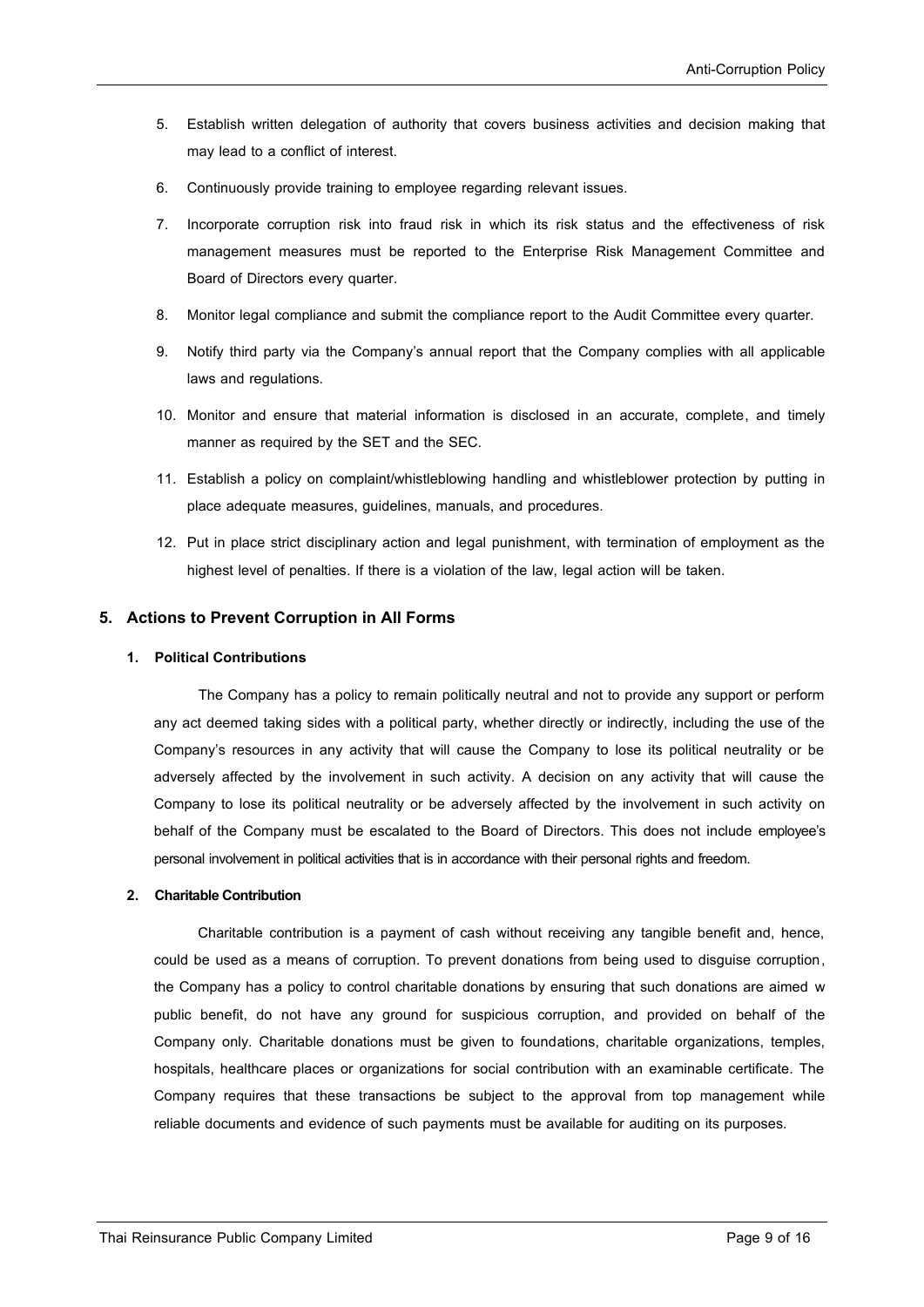5. Establish written delegation of authority that covers business activities and decision making that may lead to a conflict of interest.
6. Continuously provide training to employee regarding relevant issues.
7. Incorporate corruption risk into fraud risk in which its risk status and the effectiveness of risk management measures must be reported to the Enterprise Risk Management Committee and Board of Directors every quarter.
8. Monitor legal compliance and submit the compliance report to the Audit Committee every quarter.
9. Notify third party via the Company's annual report that the Company complies with all applicable laws and regulations.
10. Monitor and ensure that material information is disclosed in an accurate, complete, and timely manner as required by the SET and the SEC.
11. Establish a policy on complaint/whistleblowing handling and whistleblower protection by putting in place adequate measures, guidelines, manuals, and procedures.
12. Put in place strict disciplinary action and legal punishment, with termination of employment as the highest level of penalties. If there is a violation of the law, legal action will be taken.

## 5. Actions to Prevent Corruption in All Forms

### 1. Political Contributions

The Company has a policy to remain politically neutral and not to provide any support or perform any act deemed taking sides with a political party, whether directly or indirectly, including the use of the Company's resources in any activity that will cause the Company to lose its political neutrality or be adversely affected by the involvement in such activity. A decision on any activity that will cause the Company to lose its political neutrality or be adversely affected by the involvement in such activity on behalf of the Company must be escalated to the Board of Directors. This does not include employee's personal involvement in political activities that is in accordance with their personal rights and freedom.

### 2. Charitable Contribution

Charitable contribution is a payment of cash without receiving any tangible benefit and, hence, could be used as a means of corruption. To prevent donations from being used to disguise corruption, the Company has a policy to control charitable donations by ensuring that such donations are aimed w public benefit, do not have any ground for suspicious corruption, and provided on behalf of the Company only. Charitable donations must be given to foundations, charitable organizations, temples, hospitals, healthcare places or organizations for social contribution with an examinable certificate. The Company requires that these transactions be subject to the approval from top management while reliable documents and evidence of such payments must be available for auditing on its purposes.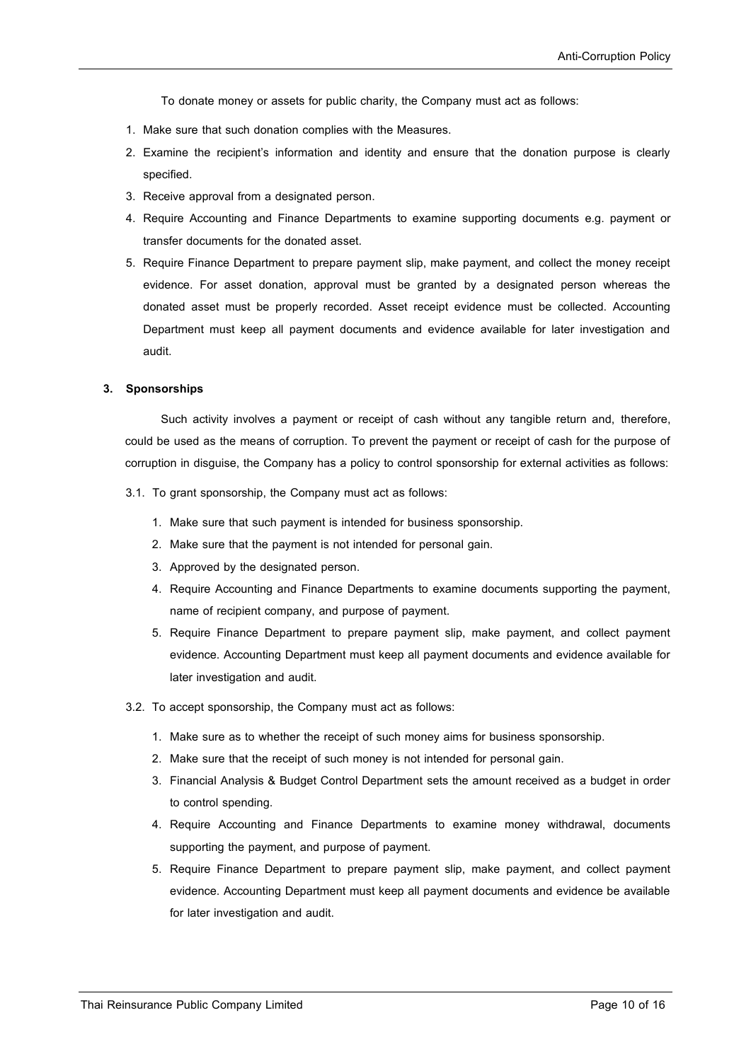To donate money or assets for public charity, the Company must act as follows:

1. Make sure that such donation complies with the Measures.
2. Examine the recipient's information and identity and ensure that the donation purpose is clearly specified.
3. Receive approval from a designated person.
4. Require Accounting and Finance Departments to examine supporting documents e.g. payment or transfer documents for the donated asset.
5. Require Finance Department to prepare payment slip, make payment, and collect the money receipt evidence. For asset donation, approval must be granted by a designated person whereas the donated asset must be properly recorded. Asset receipt evidence must be collected. Accounting Department must keep all payment documents and evidence available for later investigation and audit.

**3. Sponsorships**

Such activity involves a payment or receipt of cash without any tangible return and, therefore, could be used as the means of corruption. To prevent the payment or receipt of cash for the purpose of corruption in disguise, the Company has a policy to control sponsorship for external activities as follows:

3.1. To grant sponsorship, the Company must act as follows:

1. Make sure that such payment is intended for business sponsorship.
2. Make sure that the payment is not intended for personal gain.
3. Approved by the designated person.
4. Require Accounting and Finance Departments to examine documents supporting the payment, name of recipient company, and purpose of payment.
5. Require Finance Department to prepare payment slip, make payment, and collect payment evidence. Accounting Department must keep all payment documents and evidence available for later investigation and audit.

3.2. To accept sponsorship, the Company must act as follows:

1. Make sure as to whether the receipt of such money aims for business sponsorship.
2. Make sure that the receipt of such money is not intended for personal gain.
3. Financial Analysis & Budget Control Department sets the amount received as a budget in order to control spending.
4. Require Accounting and Finance Departments to examine money withdrawal, documents supporting the payment, and purpose of payment.
5. Require Finance Department to prepare payment slip, make payment, and collect payment evidence. Accounting Department must keep all payment documents and evidence be available for later investigation and audit.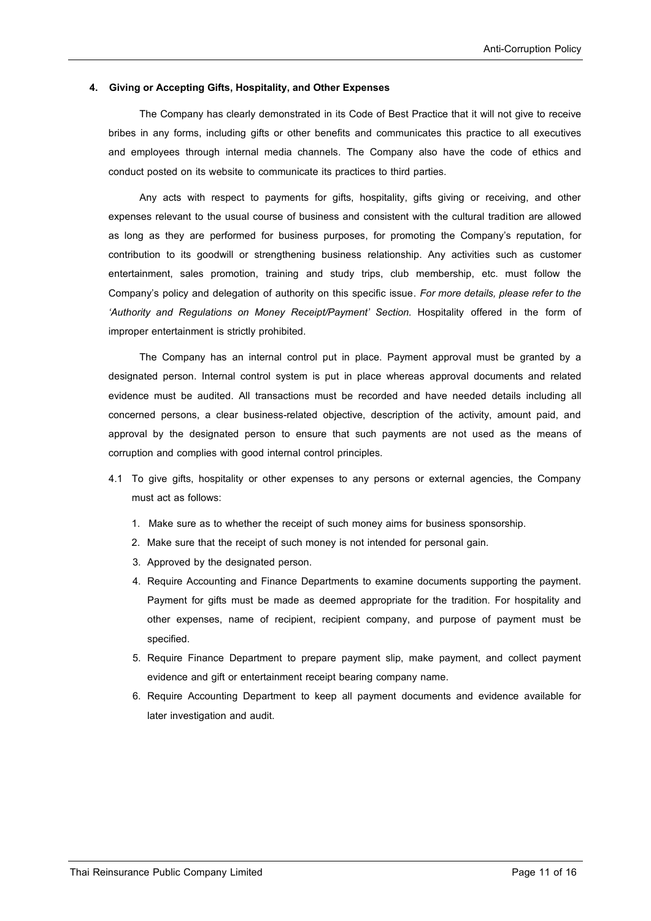### 4. Giving or Accepting Gifts, Hospitality, and Other Expenses

The Company has clearly demonstrated in its Code of Best Practice that it will not give to receive bribes in any forms, including gifts or other benefits and communicates this practice to all executives and employees through internal media channels. The Company also have the code of ethics and conduct posted on its website to communicate its practices to third parties.

Any acts with respect to payments for gifts, hospitality, gifts giving or receiving, and other expenses relevant to the usual course of business and consistent with the cultural tradition are allowed as long as they are performed for business purposes, for promoting the Company's reputation, for contribution to its goodwill or strengthening business relationship. Any activities such as customer entertainment, sales promotion, training and study trips, club membership, etc. must follow the Company's policy and delegation of authority on this specific issue. *For more details, please refer to the 'Authority and Regulations on Money Receipt/Payment' Section.* Hospitality offered in the form of improper entertainment is strictly prohibited.

The Company has an internal control put in place. Payment approval must be granted by a designated person. Internal control system is put in place whereas approval documents and related evidence must be audited. All transactions must be recorded and have needed details including all concerned persons, a clear business-related objective, description of the activity, amount paid, and approval by the designated person to ensure that such payments are not used as the means of corruption and complies with good internal control principles.

4.1 To give gifts, hospitality or other expenses to any persons or external agencies, the Company must act as follows:

1. Make sure as to whether the receipt of such money aims for business sponsorship.
2. Make sure that the receipt of such money is not intended for personal gain.
3. Approved by the designated person.
4. Require Accounting and Finance Departments to examine documents supporting the payment. Payment for gifts must be made as deemed appropriate for the tradition. For hospitality and other expenses, name of recipient, recipient company, and purpose of payment must be specified.
5. Require Finance Department to prepare payment slip, make payment, and collect payment evidence and gift or entertainment receipt bearing company name.
6. Require Accounting Department to keep all payment documents and evidence available for later investigation and audit.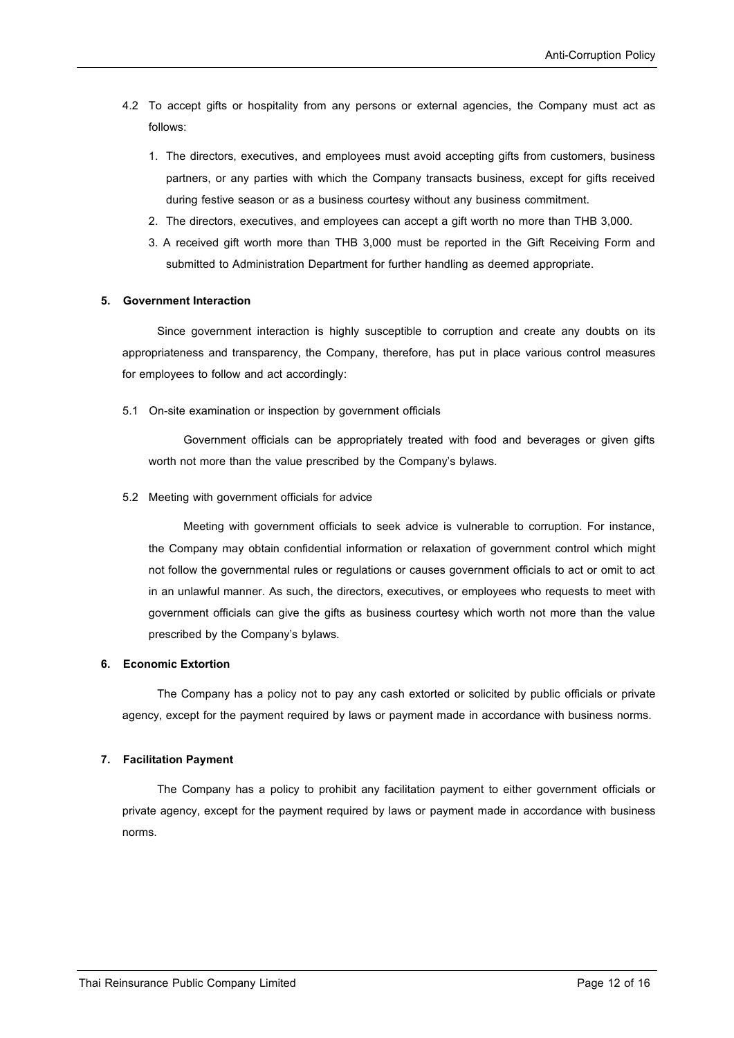4.2 To accept gifts or hospitality from any persons or external agencies, the Company must act as follows:

1. The directors, executives, and employees must avoid accepting gifts from customers, business partners, or any parties with which the Company transacts business, except for gifts received during festive season or as a business courtesy without any business commitment.
2. The directors, executives, and employees can accept a gift worth no more than THB 3,000.
3. A received gift worth more than THB 3,000 must be reported in the Gift Receiving Form and submitted to Administration Department for further handling as deemed appropriate.

**5. Government Interaction**

Since government interaction is highly susceptible to corruption and create any doubts on its appropriateness and transparency, the Company, therefore, has put in place various control measures for employees to follow and act accordingly:

5.1 On-site examination or inspection by government officials

Government officials can be appropriately treated with food and beverages or given gifts worth not more than the value prescribed by the Company's bylaws.

5.2 Meeting with government officials for advice

Meeting with government officials to seek advice is vulnerable to corruption. For instance, the Company may obtain confidential information or relaxation of government control which might not follow the governmental rules or regulations or causes government officials to act or omit to act in an unlawful manner. As such, the directors, executives, or employees who requests to meet with government officials can give the gifts as business courtesy which worth not more than the value prescribed by the Company's bylaws.

**6. Economic Extortion**

The Company has a policy not to pay any cash extorted or solicited by public officials or private agency, except for the payment required by laws or payment made in accordance with business norms.

**7. Facilitation Payment**

The Company has a policy to prohibit any facilitation payment to either government officials or private agency, except for the payment required by laws or payment made in accordance with business norms.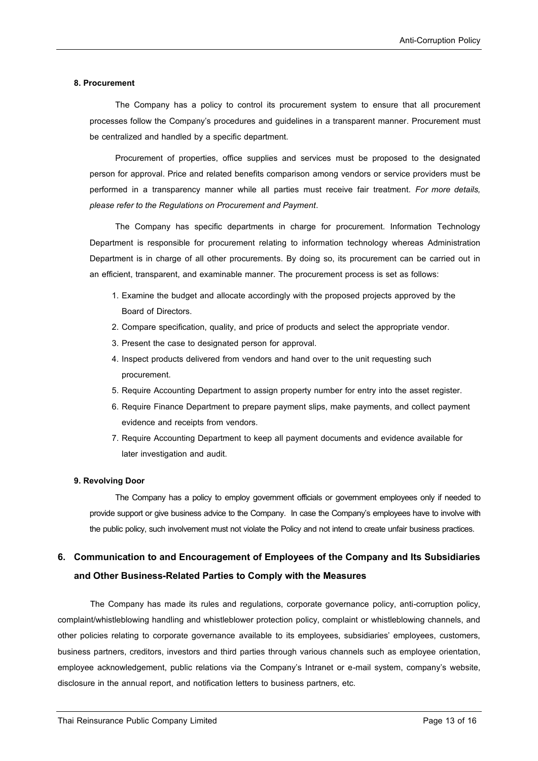#### 8. Procurement

The Company has a policy to control its procurement system to ensure that all procurement processes follow the Company's procedures and guidelines in a transparent manner. Procurement must be centralized and handled by a specific department.

Procurement of properties, office supplies and services must be proposed to the designated person for approval. Price and related benefits comparison among vendors or service providers must be performed in a transparency manner while all parties must receive fair treatment. *For more details, please refer to the Regulations on Procurement and Payment*.

The Company has specific departments in charge for procurement. Information Technology Department is responsible for procurement relating to information technology whereas Administration Department is in charge of all other procurements. By doing so, its procurement can be carried out in an efficient, transparent, and examinable manner. The procurement process is set as follows:

1. Examine the budget and allocate accordingly with the proposed projects approved by the Board of Directors.
2. Compare specification, quality, and price of products and select the appropriate vendor.
3. Present the case to designated person for approval.
4. Inspect products delivered from vendors and hand over to the unit requesting such procurement.
5. Require Accounting Department to assign property number for entry into the asset register.
6. Require Finance Department to prepare payment slips, make payments, and collect payment evidence and receipts from vendors.
7. Require Accounting Department to keep all payment documents and evidence available for later investigation and audit.

#### 9. Revolving Door

The Company has a policy to employ government officials or government employees only if needed to provide support or give business advice to the Company. In case the Company's employees have to involve with the public policy, such involvement must not violate the Policy and not intend to create unfair business practices.

## 6. Communication to and Encouragement of Employees of the Company and Its Subsidiaries and Other Business-Related Parties to Comply with the Measures

The Company has made its rules and regulations, corporate governance policy, anti-corruption policy, complaint/whistleblowing handling and whistleblower protection policy, complaint or whistleblowing channels, and other policies relating to corporate governance available to its employees, subsidiaries' employees, customers, business partners, creditors, investors and third parties through various channels such as employee orientation, employee acknowledgement, public relations via the Company's Intranet or e-mail system, company's website, disclosure in the annual report, and notification letters to business partners, etc.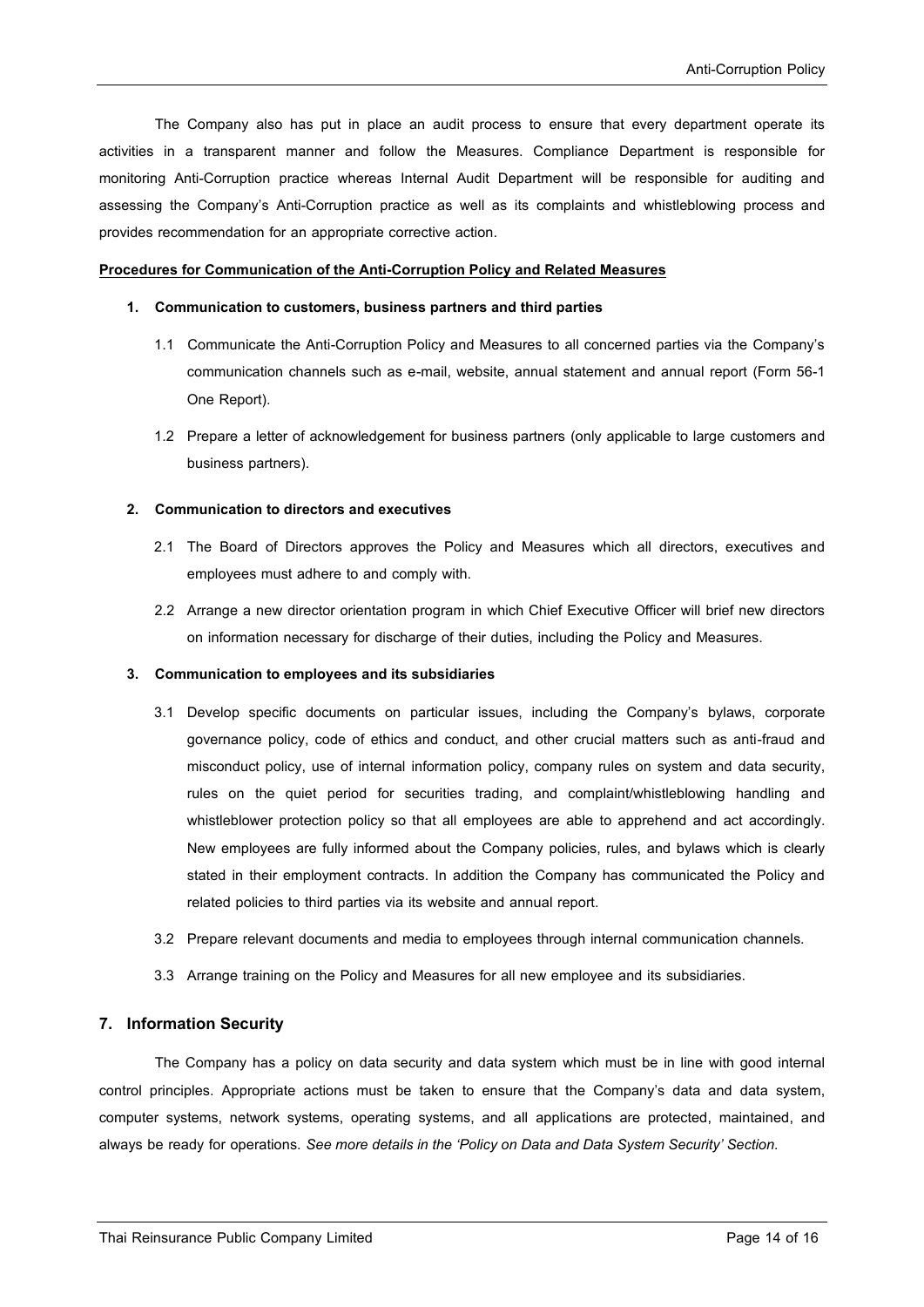The Company also has put in place an audit process to ensure that every department operate its activities in a transparent manner and follow the Measures. Compliance Department is responsible for monitoring Anti-Corruption practice whereas Internal Audit Department will be responsible for auditing and assessing the Company's Anti-Corruption practice as well as its complaints and whistleblowing process and provides recommendation for an appropriate corrective action.

**Procedures for Communication of the Anti-Corruption Policy and Related Measures**

**1. Communication to customers, business partners and third parties**

1.1 Communicate the Anti-Corruption Policy and Measures to all concerned parties via the Company's communication channels such as e-mail, website, annual statement and annual report (Form 56-1 One Report).

1.2 Prepare a letter of acknowledgement for business partners (only applicable to large customers and business partners).

**2. Communication to directors and executives**

2.1 The Board of Directors approves the Policy and Measures which all directors, executives and employees must adhere to and comply with.

2.2 Arrange a new director orientation program in which Chief Executive Officer will brief new directors on information necessary for discharge of their duties, including the Policy and Measures.

**3. Communication to employees and its subsidiaries**

3.1 Develop specific documents on particular issues, including the Company's bylaws, corporate governance policy, code of ethics and conduct, and other crucial matters such as anti-fraud and misconduct policy, use of internal information policy, company rules on system and data security, rules on the quiet period for securities trading, and complaint/whistleblowing handling and whistleblower protection policy so that all employees are able to apprehend and act accordingly. New employees are fully informed about the Company policies, rules, and bylaws which is clearly stated in their employment contracts. In addition the Company has communicated the Policy and related policies to third parties via its website and annual report.

3.2 Prepare relevant documents and media to employees through internal communication channels.

3.3 Arrange training on the Policy and Measures for all new employee and its subsidiaries.

## 7. Information Security

The Company has a policy on data security and data system which must be in line with good internal control principles. Appropriate actions must be taken to ensure that the Company's data and data system, computer systems, network systems, operating systems, and all applications are protected, maintained, and always be ready for operations. *See more details in the 'Policy on Data and Data System Security' Section.*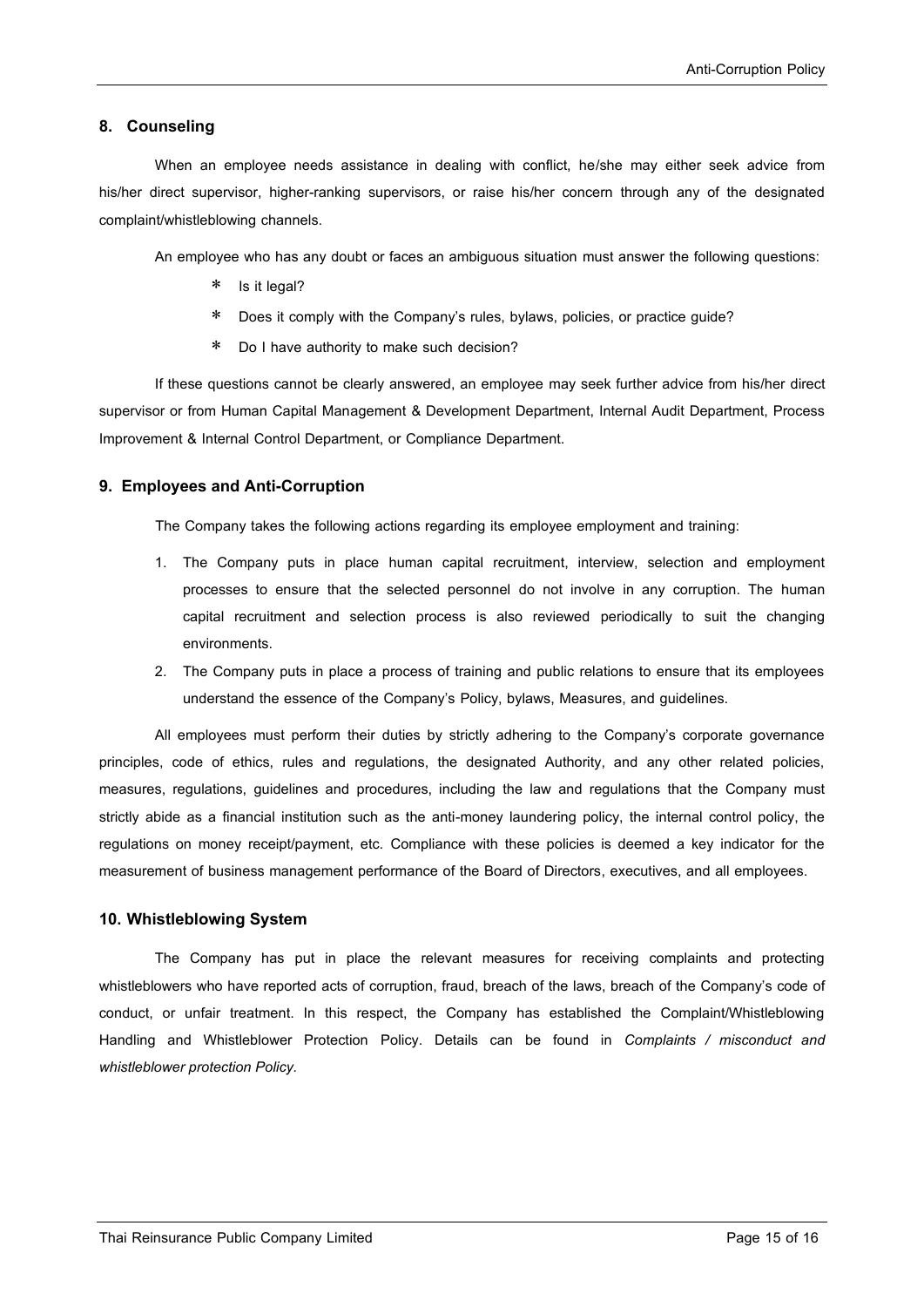## 8. Counseling

When an employee needs assistance in dealing with conflict, he/she may either seek advice from his/her direct supervisor, higher-ranking supervisors, or raise his/her concern through any of the designated complaint/whistleblowing channels.

An employee who has any doubt or faces an ambiguous situation must answer the following questions:

* Is it legal?
* Does it comply with the Company's rules, bylaws, policies, or practice guide?
* Do I have authority to make such decision?

If these questions cannot be clearly answered, an employee may seek further advice from his/her direct supervisor or from Human Capital Management & Development Department, Internal Audit Department, Process Improvement & Internal Control Department, or Compliance Department.

## 9. Employees and Anti-Corruption

The Company takes the following actions regarding its employee employment and training:

1. The Company puts in place human capital recruitment, interview, selection and employment processes to ensure that the selected personnel do not involve in any corruption. The human capital recruitment and selection process is also reviewed periodically to suit the changing environments.
2. The Company puts in place a process of training and public relations to ensure that its employees understand the essence of the Company's Policy, bylaws, Measures, and guidelines.

All employees must perform their duties by strictly adhering to the Company's corporate governance principles, code of ethics, rules and regulations, the designated Authority, and any other related policies, measures, regulations, guidelines and procedures, including the law and regulations that the Company must strictly abide as a financial institution such as the anti-money laundering policy, the internal control policy, the regulations on money receipt/payment, etc. Compliance with these policies is deemed a key indicator for the measurement of business management performance of the Board of Directors, executives, and all employees.

## 10. Whistleblowing System

The Company has put in place the relevant measures for receiving complaints and protecting whistleblowers who have reported acts of corruption, fraud, breach of the laws, breach of the Company's code of conduct, or unfair treatment. In this respect, the Company has established the Complaint/Whistleblowing Handling and Whistleblower Protection Policy. Details can be found in *Complaints / misconduct and whistleblower protection Policy.*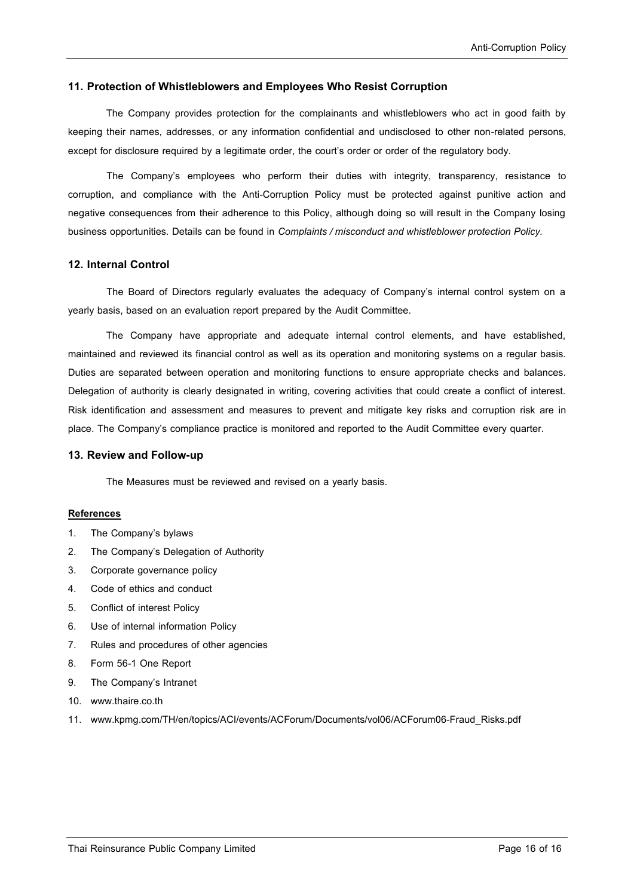## 11. Protection of Whistleblowers and Employees Who Resist Corruption

The Company provides protection for the complainants and whistleblowers who act in good faith by keeping their names, addresses, or any information confidential and undisclosed to other non-related persons, except for disclosure required by a legitimate order, the court's order or order of the regulatory body.

The Company's employees who perform their duties with integrity, transparency, resistance to corruption, and compliance with the Anti-Corruption Policy must be protected against punitive action and negative consequences from their adherence to this Policy, although doing so will result in the Company losing business opportunities. Details can be found in *Complaints / misconduct and whistleblower protection Policy.*

## 12. Internal Control

The Board of Directors regularly evaluates the adequacy of Company's internal control system on a yearly basis, based on an evaluation report prepared by the Audit Committee.

The Company have appropriate and adequate internal control elements, and have established, maintained and reviewed its financial control as well as its operation and monitoring systems on a regular basis. Duties are separated between operation and monitoring functions to ensure appropriate checks and balances. Delegation of authority is clearly designated in writing, covering activities that could create a conflict of interest. Risk identification and assessment and measures to prevent and mitigate key risks and corruption risk are in place. The Company's compliance practice is monitored and reported to the Audit Committee every quarter.

## 13. Review and Follow-up

The Measures must be reviewed and revised on a yearly basis.

**References**

1. The Company's bylaws
2. The Company's Delegation of Authority
3. Corporate governance policy
4. Code of ethics and conduct
5. Conflict of interest Policy
6. Use of internal information Policy
7. Rules and procedures of other agencies
8. Form 56-1 One Report
9. The Company's Intranet
10. www.thaire.co.th
11. www.kpmg.com/TH/en/topics/ACI/events/ACForum/Documents/vol06/ACForum06-Fraud_Risks.pdf